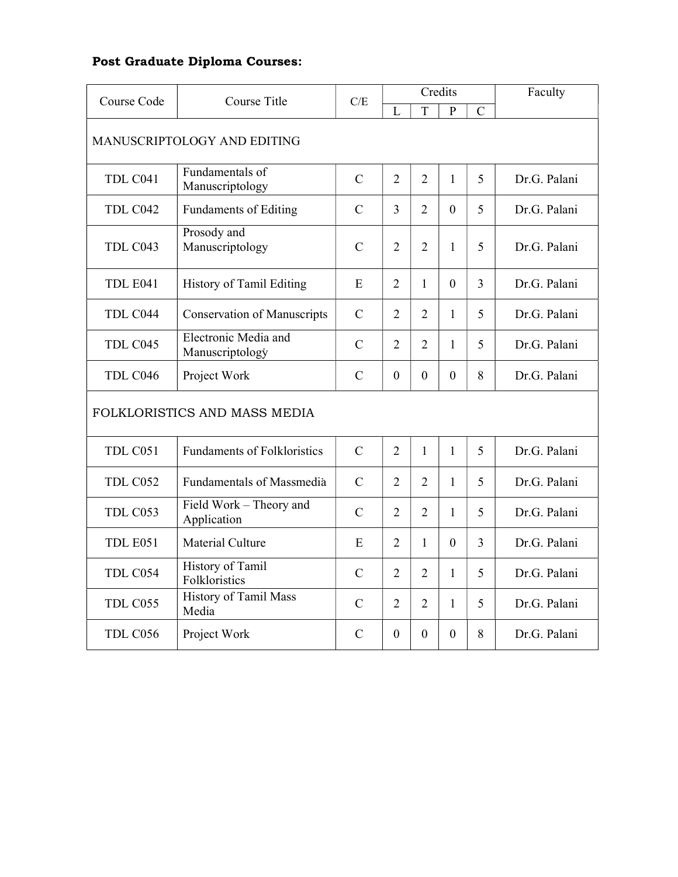**Post Graduate Diploma Courses:**

| Course Code | Course Title | C/E | Credits | | | | Faculty |
|---|---|---|---|---|---|---|---|
| | | | L | T | P | C | |
| MANUSCRIPTOLOGY AND EDITING | | | | | | | |
| TDL C041 | Fundamentals of Manuscriptology | C | 2 | 2 | 1 | 5 | Dr.G. Palani |
| TDL C042 | Fundaments of Editing | C | 3 | 2 | 0 | 5 | Dr.G. Palani |
| TDL C043 | Prosody and Manuscriptology | C | 2 | 2 | 1 | 5 | Dr.G. Palani |
| TDL E041 | History of Tamil Editing | E | 2 | 1 | 0 | 3 | Dr.G. Palani |
| TDL C044 | Conservation of Manuscripts | C | 2 | 2 | 1 | 5 | Dr.G. Palani |
| TDL C045 | Electronic Media and Manuscriptology | C | 2 | 2 | 1 | 5 | Dr.G. Palani |
| TDL C046 | Project Work | C | 0 | 0 | 0 | 8 | Dr.G. Palani |
| FOLKLORISTICS AND MASS MEDIA | | | | | | | |
| TDL C051 | Fundaments of Folkloristics | C | 2 | 1 | 1 | 5 | Dr.G. Palani |
| TDL C052 | Fundamentals of Massmedia | C | 2 | 2 | 1 | 5 | Dr.G. Palani |
| TDL C053 | Field Work – Theory and Application | C | 2 | 2 | 1 | 5 | Dr.G. Palani |
| TDL E051 | Material Culture | E | 2 | 1 | 0 | 3 | Dr.G. Palani |
| TDL C054 | History of Tamil Folkloristics | C | 2 | 2 | 1 | 5 | Dr.G. Palani |
| TDL C055 | History of Tamil Mass Media | C | 2 | 2 | 1 | 5 | Dr.G. Palani |
| TDL C056 | Project Work | C | 0 | 0 | 0 | 8 | Dr.G. Palani |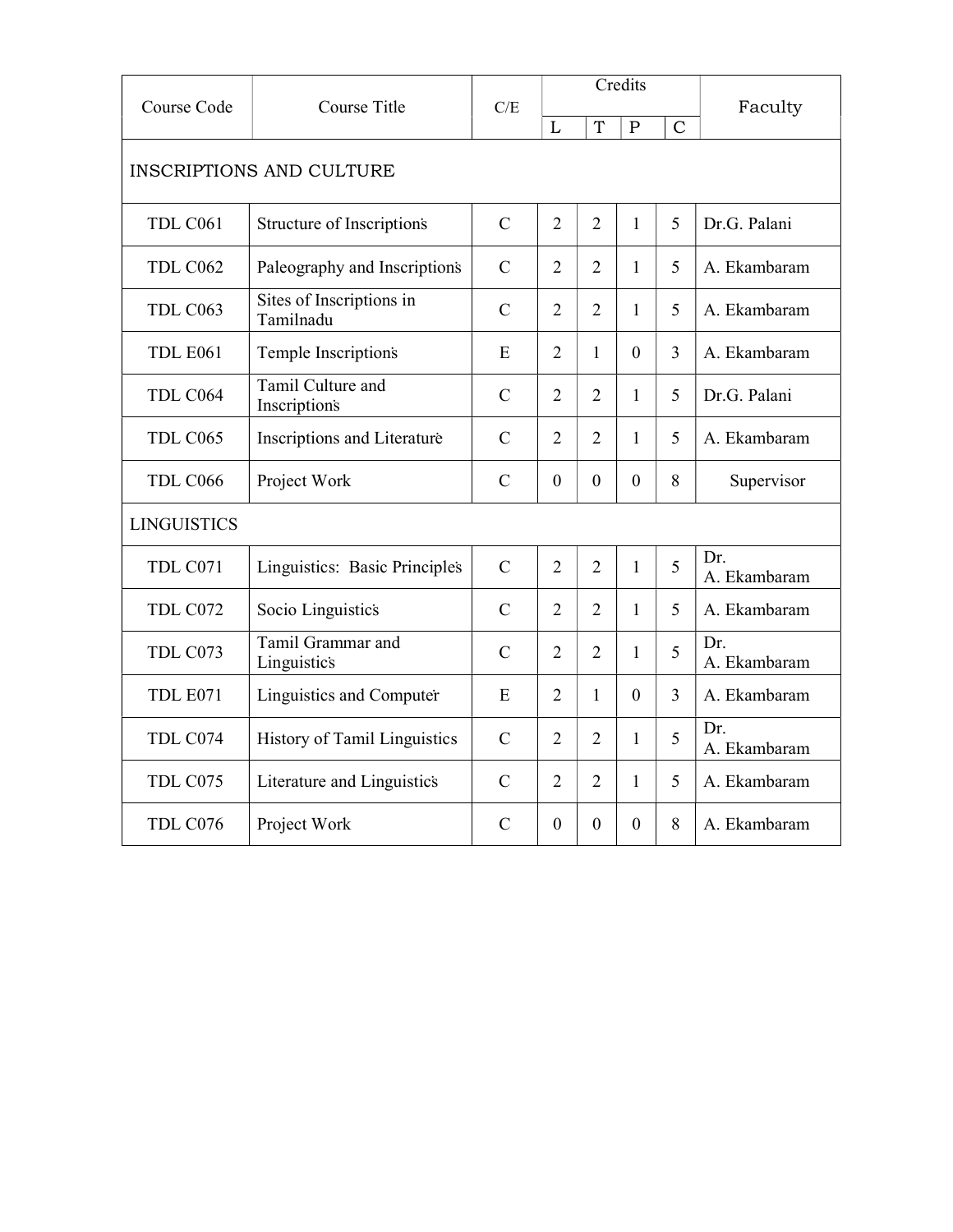| Course Code | Course Title | C/E | Credits | | | | Faculty |
|---|---|---|---|---|---|---|---|
| | | | L | T | P | C | |
| INSCRIPTIONS AND CULTURE | | | | | | | |
| TDL C061 | Structure of Inscriptions | C | 2 | 2 | 1 | 5 | Dr.G. Palani |
| TDL C062 | Paleography and Inscriptions | C | 2 | 2 | 1 | 5 | A. Ekambaram |
| TDL C063 | Sites of Inscriptions in Tamilnadu | C | 2 | 2 | 1 | 5 | A. Ekambaram |
| TDL E061 | Temple Inscriptions | E | 2 | 1 | 0 | 3 | A. Ekambaram |
| TDL C064 | Tamil Culture and Inscriptions | C | 2 | 2 | 1 | 5 | Dr.G. Palani |
| TDL C065 | Inscriptions and Literature | C | 2 | 2 | 1 | 5 | A. Ekambaram |
| TDL C066 | Project Work | C | 0 | 0 | 0 | 8 | Supervisor |
| LINGUISTICS | | | | | | | |
| TDL C071 | Linguistics: Basic Principles | C | 2 | 2 | 1 | 5 | Dr. A. Ekambaram |
| TDL C072 | Socio Linguistics | C | 2 | 2 | 1 | 5 | A. Ekambaram |
| TDL C073 | Tamil Grammar and Linguistics | C | 2 | 2 | 1 | 5 | Dr. A. Ekambaram |
| TDL E071 | Linguistics and Computer | E | 2 | 1 | 0 | 3 | A. Ekambaram |
| TDL C074 | History of Tamil Linguistics | C | 2 | 2 | 1 | 5 | Dr. A. Ekambaram |
| TDL C075 | Literature and Linguistics | C | 2 | 2 | 1 | 5 | A. Ekambaram |
| TDL C076 | Project Work | C | 0 | 0 | 0 | 8 | A. Ekambaram |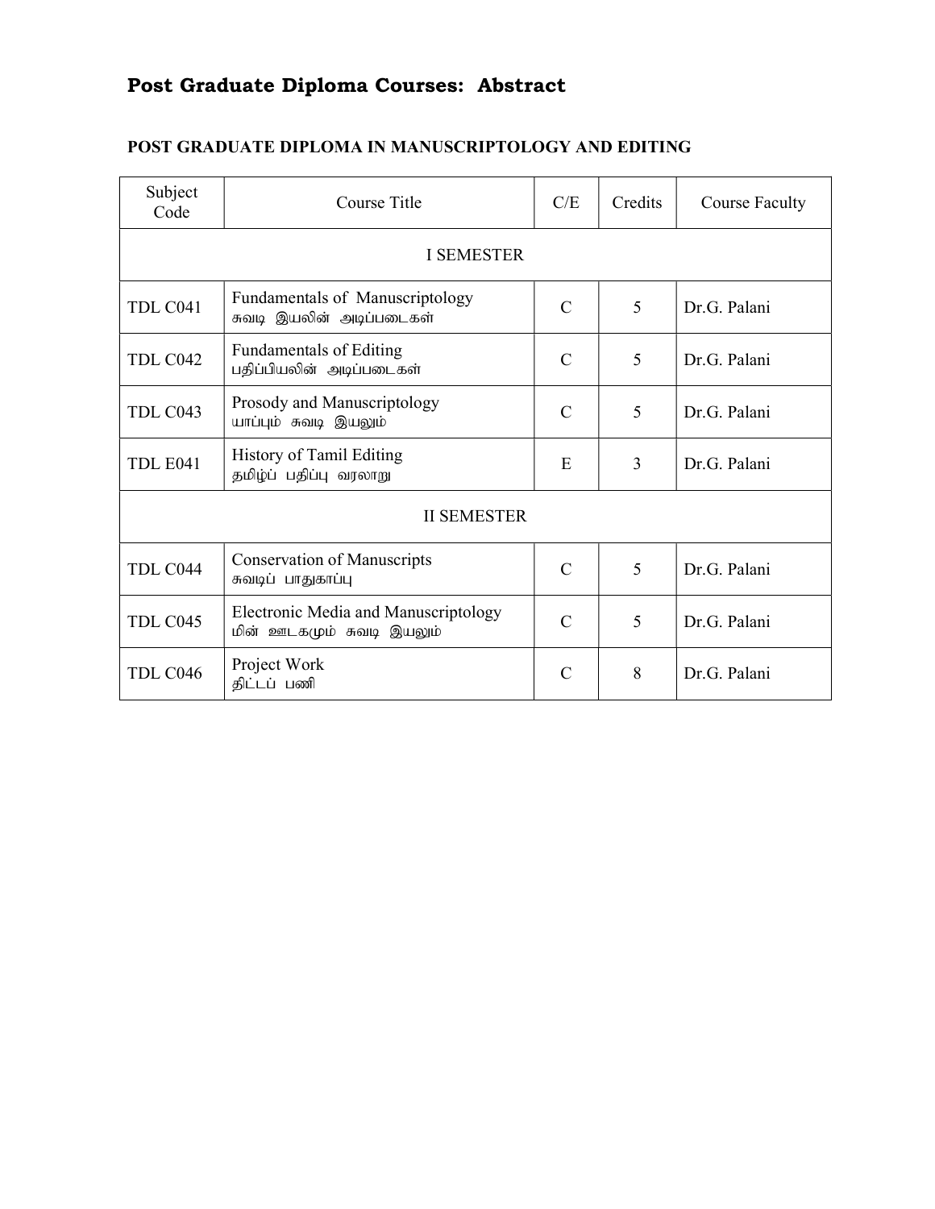# Post Graduate Diploma Courses: Abstract

## POST GRADUATE DIPLOMA IN MANUSCRIPTOLOGY AND EDITING

| Subject Code | Course Title | C/E | Credits | Course Faculty |
|---|---|---|---|---|
| I SEMESTER | | | | |
| TDL C041 | Fundamentals of Manuscriptology<br>சுவடி இயலின் அடிப்படைகள் | C | 5 | Dr.G. Palani |
| TDL C042 | Fundamentals of Editing<br>பதிப்பியலின் அடிப்படைகள் | C | 5 | Dr.G. Palani |
| TDL C043 | Prosody and Manuscriptology<br>யாப்பும் சுவடி இயலும் | C | 5 | Dr.G. Palani |
| TDL E041 | History of Tamil Editing<br>தமிழ்ப் பதிப்பு வரலாறு | E | 3 | Dr.G. Palani |
| II SEMESTER | | | | |
| TDL C044 | Conservation of Manuscripts<br>சுவடிப் பாதுகாப்பு | C | 5 | Dr.G. Palani |
| TDL C045 | Electronic Media and Manuscriptology<br>மின் ஊடகமும் சுவடி இயலும் | C | 5 | Dr.G. Palani |
| TDL C046 | Project Work<br>திட்டப் பணி | C | 8 | Dr.G. Palani |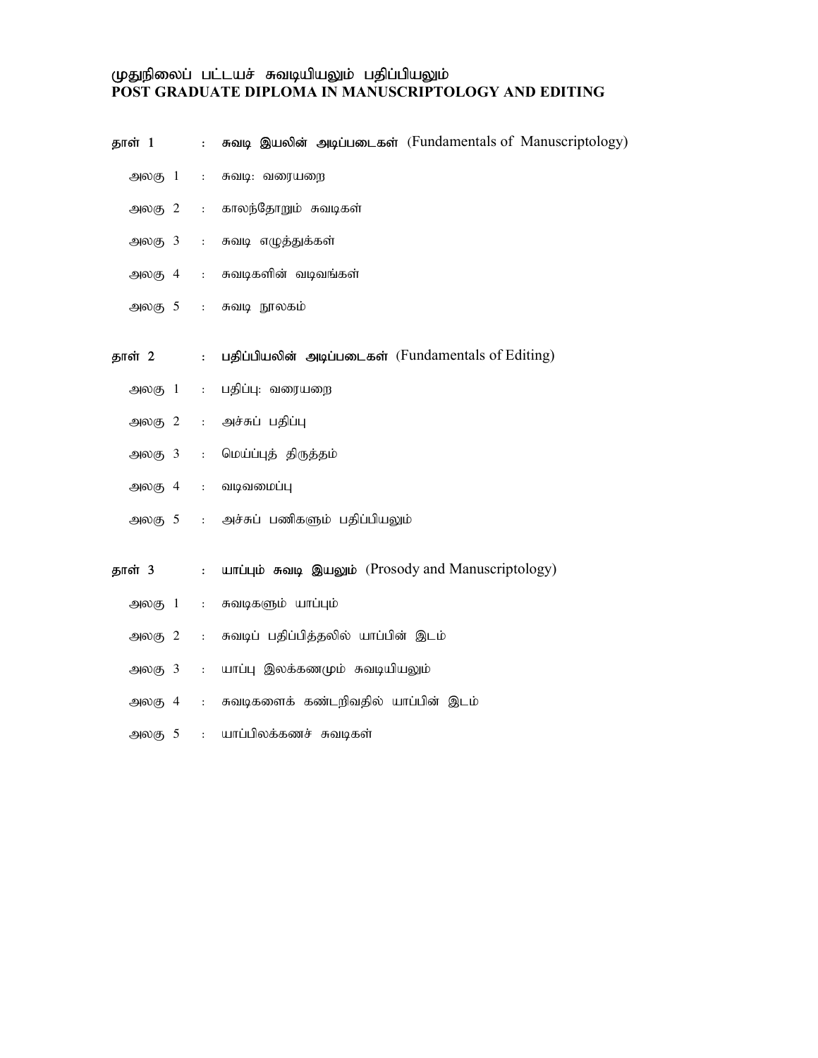# முதுநிலைப் பட்டயச் சுவடியியலும் பதிப்பியலும்
# POST GRADUATE DIPLOMA IN MANUSCRIPTOLOGY AND EDITING

**தாள் 1 : சுவடி இயலின் அடிப்படைகள்** (Fundamentals of Manuscriptology)

- அலகு 1 : சுவடி: வரையறை
- அலகு 2 : காலந்தோறும் சுவடிகள்
- அலகு 3 : சுவடி எழுத்துக்கள்
- அலகு 4 : சுவடிகளின் வடிவங்கள்
- அலகு 5 : சுவடி நூலகம்

**தாள் 2 : பதிப்பியலின் அடிப்படைகள்** (Fundamentals of Editing)

- அலகு 1 : பதிப்பு: வரையறை
- அலகு 2 : அச்சுப் பதிப்பு
- அலகு 3 : மெய்ப்புத் திருத்தம்
- அலகு 4 : வடிவமைப்பு
- அலகு 5 : அச்சுப் பணிகளும் பதிப்பியலும்

**தாள் 3 : யாப்பும் சுவடி இயலும்** (Prosody and Manuscriptology)

- அலகு 1 : சுவடிகளும் யாப்பும்
- அலகு 2 : சுவடிப் பதிப்பித்தலில் யாப்பின் இடம்
- அலகு 3 : யாப்பு இலக்கணமும் சுவடியியலும்
- அலகு 4 : சுவடிகளைக் கண்டறிவதில் யாப்பின் இடம்
- அலகு 5 : யாப்பிலக்கணச் சுவடிகள்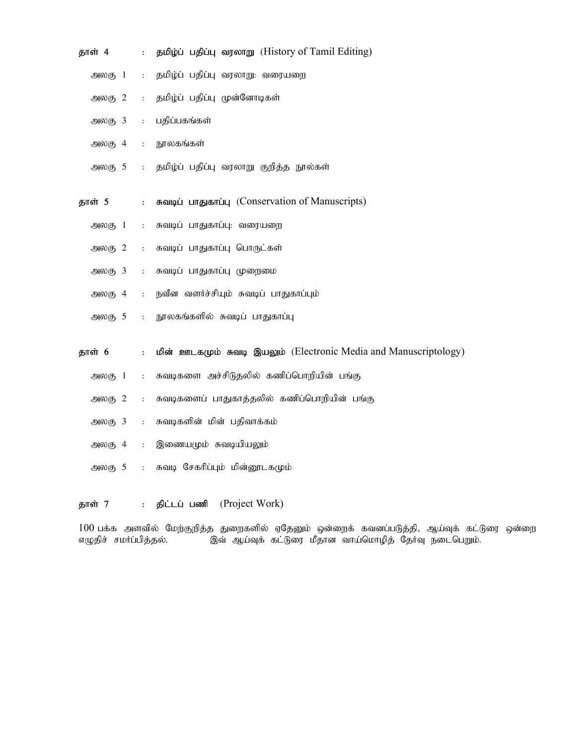**தாள் 4 : தமிழ்ப் பதிப்பு வரலாறு** (History of Tamil Editing)

- அலகு 1 : தமிழ்ப் பதிப்பு வரலாறு: வரையறை
- அலகு 2 : தமிழ்ப் பதிப்பு முன்னோடிகள்
- அலகு 3 : பதிப்பகங்கள்
- அலகு 4 : நூலகங்கள்
- அலகு 5 : தமிழ்ப் பதிப்பு வரலாறு குறித்த நூல்கள்

**தாள் 5 : சுவடிப் பாதுகாப்பு** (Conservation of Manuscripts)

- அலகு 1 : சுவடிப் பாதுகாப்பு: வரையறை
- அலகு 2 : சுவடிப் பாதுகாப்பு பொருட்கள்
- அலகு 3 : சுவடிப் பாதுகாப்பு முறைமை
- அலகு 4 : நவீன வளர்ச்சியும் சுவடிப் பாதுகாப்பும்
- அலகு 5 : நூலகங்களில் சுவடிப் பாதுகாப்பு

**தாள் 6 : மின் ஊடகமும் சுவடி இயலும்** (Electronic Media and Manuscriptology)

- அலகு 1 : சுவடிகளை அச்சிடுதலில் கணிப்பொறியின் பங்கு
- அலகு 2 : சுவடிகளைப் பாதுகாத்தலில் கணிப்பொறியின் பங்கு
- அலகு 3 : சுவடிகளின் மின் பதிவாக்கம்
- அலகு 4 : இணையமும் சுவடியியலும்
- அலகு 5 : சுவடி சேகரிப்பும் மின்னூடகமும்

**தாள் 7 : திட்டப் பணி** (Project Work)

100 பக்க அளவில் மேற்குறித்த துறைகளில் ஏதேனும் ஒன்றைக் கவனப்படுத்தி, ஆய்வுக் கட்டுரை ஒன்றை எழுதிச் சமர்ப்பித்தல். இவ் ஆய்வுக் கட்டுரை மீதான வாய்மொழித் தேர்வு நடைபெறும்.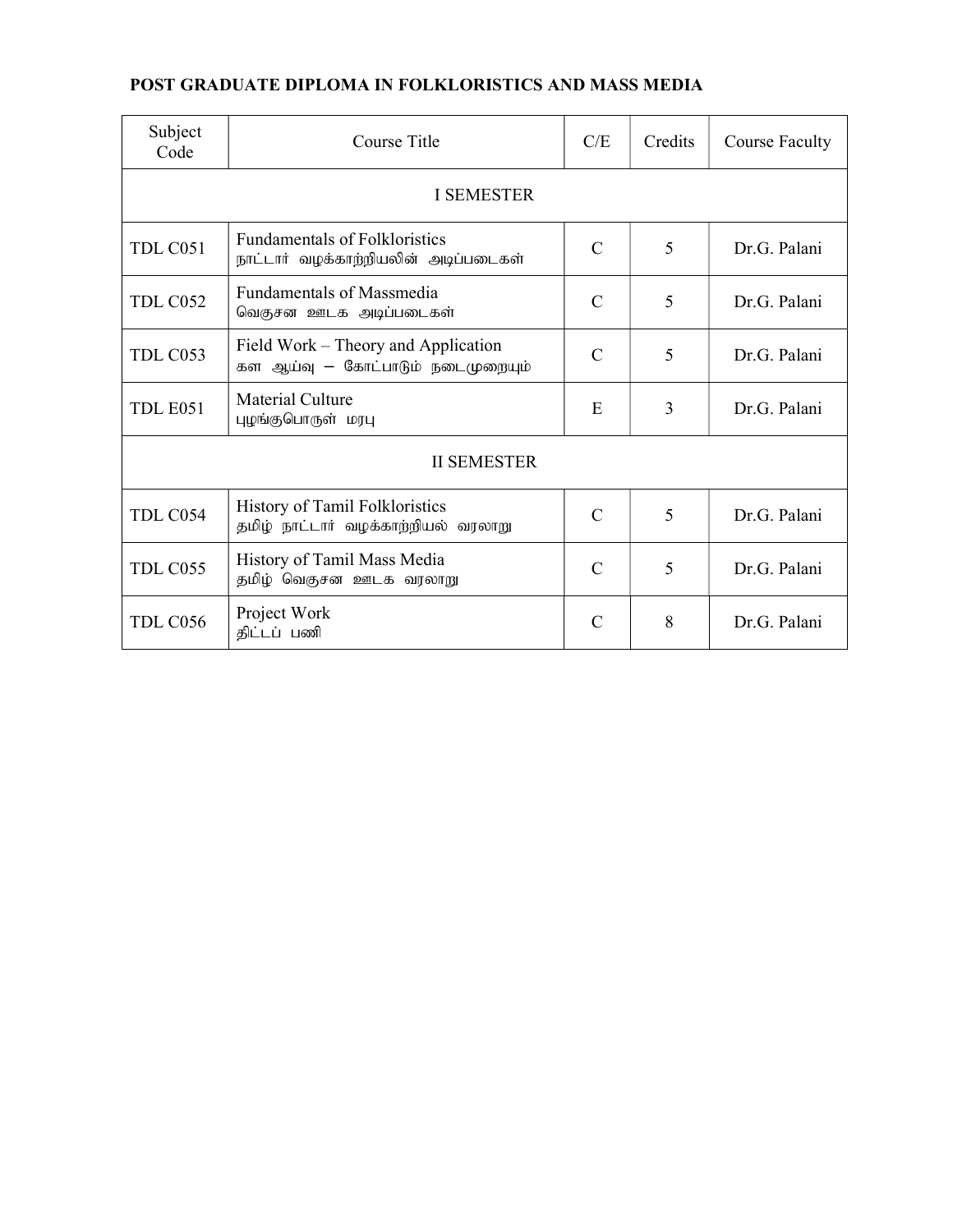**POST GRADUATE DIPLOMA IN FOLKLORISTICS AND MASS MEDIA**

| Subject Code | Course Title | C/E | Credits | Course Faculty |
|---|---|---|---|---|
| I SEMESTER | | | | |
| TDL C051 | Fundamentals of Folkloristics<br>நாட்டார் வழக்காற்றியலின் அடிப்படைகள் | C | 5 | Dr.G. Palani |
| TDL C052 | Fundamentals of Massmedia<br>வெகுசன ஊடக அடிப்படைகள் | C | 5 | Dr.G. Palani |
| TDL C053 | Field Work – Theory and Application<br>கள ஆய்வு – கோட்பாடும் நடைமுறையும் | C | 5 | Dr.G. Palani |
| TDL E051 | Material Culture<br>புழங்குபொருள் மரபு | E | 3 | Dr.G. Palani |
| II SEMESTER | | | | |
| TDL C054 | History of Tamil Folkloristics<br>தமிழ் நாட்டார் வழக்காற்றியல் வரலாறு | C | 5 | Dr.G. Palani |
| TDL C055 | History of Tamil Mass Media<br>தமிழ் வெகுசன ஊடக வரலாறு | C | 5 | Dr.G. Palani |
| TDL C056 | Project Work<br>திட்டப் பணி | C | 8 | Dr.G. Palani |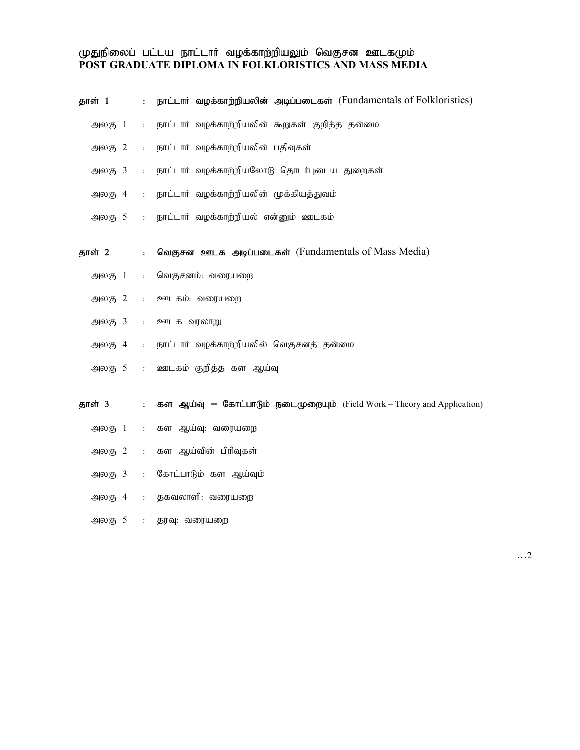# முதுநிலைப் பட்டய நாட்டார் வழக்காற்றியலும் வெகுசன ஊடகமும்
# POST GRADUATE DIPLOMA IN FOLKLORISTICS AND MASS MEDIA

**தாள் 1 : நாட்டார் வழக்காற்றியலின் அடிப்படைகள்** (Fundamentals of Folkloristics)

- அலகு 1 : நாட்டார் வழக்காற்றியலின் கூறுகள் குறித்த தன்மை
- அலகு 2 : நாட்டார் வழக்காற்றியலின் பதிவுகள்
- அலகு 3 : நாட்டார் வழக்காற்றியலோடு தொடர்புடைய துறைகள்
- அலகு 4 : நாட்டார் வழக்காற்றியலின் முக்கியத்துவம்
- அலகு 5 : நாட்டார் வழக்காற்றியல் என்னும் ஊடகம்

**தாள் 2 : வெகுசன ஊடக அடிப்படைகள்** (Fundamentals of Mass Media)

- அலகு 1 : வெகுசனம்: வரையறை
- அலகு 2 : ஊடகம்: வரையறை
- அலகு 3 : ஊடக வரலாறு
- அலகு 4 : நாட்டார் வழக்காற்றியலில் வெகுசனத் தன்மை
- அலகு 5 : ஊடகம் குறித்த கள ஆய்வு

**தாள் 3 : கள ஆய்வு – கோட்பாடும் நடைமுறையும்** (Field Work – Theory and Application)

- அலகு 1 : கள ஆய்வு: வரையறை
- அலகு 2 : கள ஆய்வின் பிரிவுகள்
- அலகு 3 : கோட்பாடும் கள ஆய்வும்
- அலகு 4 : தகவலாளி: வரையறை
- அலகு 5 : தரவு: வரையறை

…2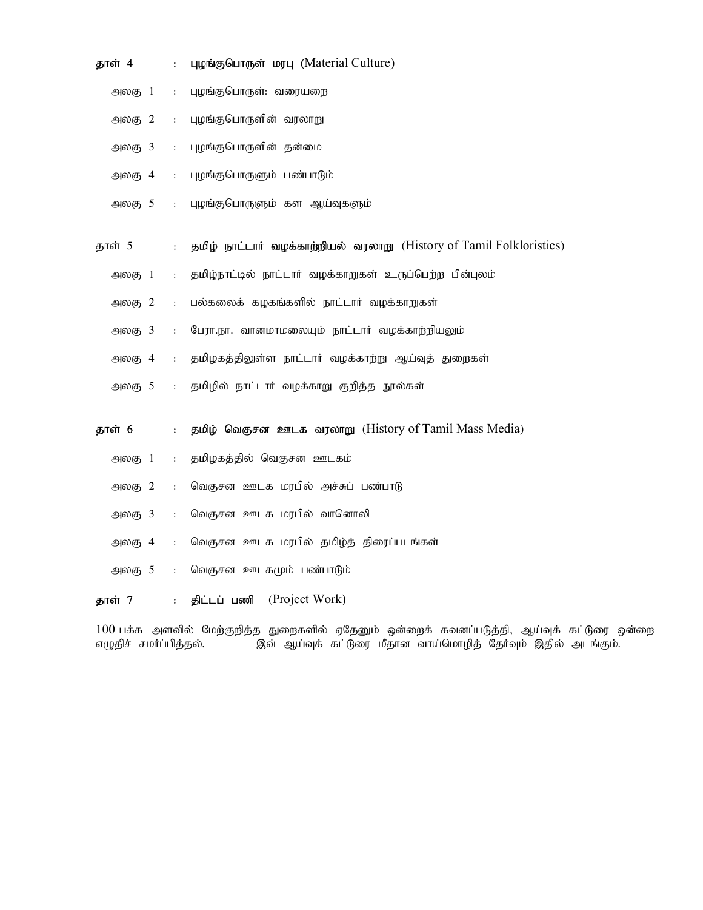**தாள் 4 : புழங்குபொருள் மரபு (Material Culture)**

- அலகு 1 : புழங்குபொருள்: வரையறை
- அலகு 2 : புழங்குபொருளின் வரலாறு
- அலகு 3 : புழங்குபொருளின் தன்மை
- அலகு 4 : புழங்குபொருளும் பண்பாடும்
- அலகு 5 : புழங்குபொருளும் கள ஆய்வுகளும்

**தாள் 5 : தமிழ் நாட்டார் வழக்காற்றியல் வரலாறு (History of Tamil Folkloristics)**

- அலகு 1 : தமிழ்நாட்டில் நாட்டார் வழக்காறுகள் உருப்பெற்ற பின்புலம்
- அலகு 2 : பல்கலைக் கழகங்களில் நாட்டார் வழக்காறுகள்
- அலகு 3 : பேரா.நா. வானமாமலையும் நாட்டார் வழக்காற்றியலும்
- அலகு 4 : தமிழகத்திலுள்ள நாட்டார் வழக்காற்று ஆய்வுத் துறைகள்
- அலகு 5 : தமிழில் நாட்டார் வழக்காறு குறித்த நூல்கள்

**தாள் 6 : தமிழ் வெகுசன ஊடக வரலாறு (History of Tamil Mass Media)**

- அலகு 1 : தமிழகத்தில் வெகுசன ஊடகம்
- அலகு 2 : வெகுசன ஊடக மரபில் அச்சுப் பண்பாடு
- அலகு 3 : வெகுசன ஊடக மரபில் வானொலி
- அலகு 4 : வெகுசன ஊடக மரபில் தமிழ்த் திரைப்படங்கள்
- அலகு 5 : வெகுசன ஊடகமும் பண்பாடும்

**தாள் 7 : திட்டப் பணி (Project Work)**

100 பக்க அளவில் மேற்குறித்த துறைகளில் ஏதேனும் ஒன்றைக் கவனப்படுத்தி, ஆய்வுக் கட்டுரை ஒன்றை எழுதிச் சமர்ப்பித்தல். இவ் ஆய்வுக் கட்டுரை மீதான வாய்மொழித் தேர்வும் இதில் அடங்கும்.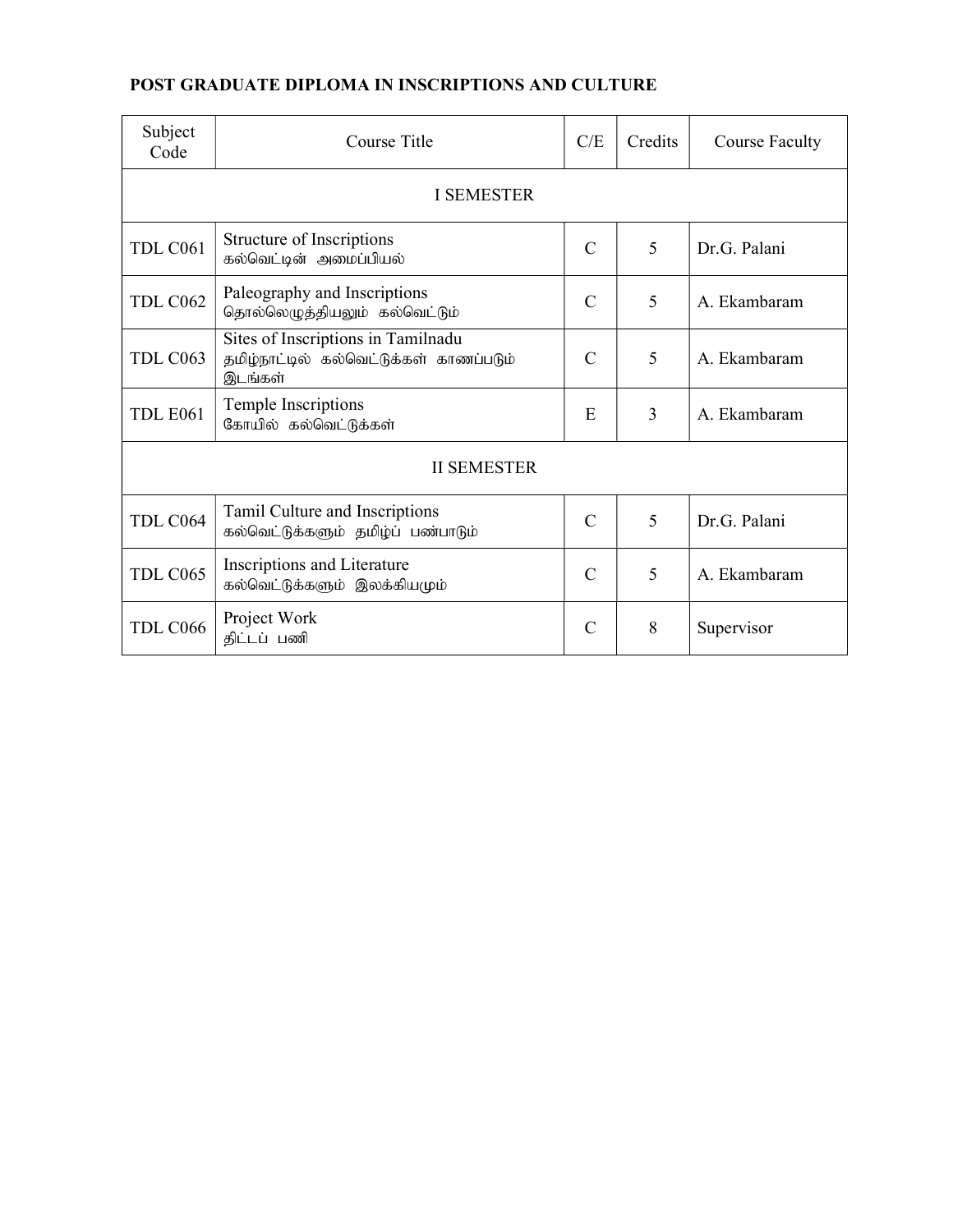**POST GRADUATE DIPLOMA IN INSCRIPTIONS AND CULTURE**

| Subject Code | Course Title | C/E | Credits | Course Faculty |
|---|---|---|---|---|
| I SEMESTER | | | | |
| TDL C061 | Structure of Inscriptions<br>கல்வெட்டின் அமைப்பியல் | C | 5 | Dr.G. Palani |
| TDL C062 | Paleography and Inscriptions<br>தொல்லெழுத்தியலும் கல்வெட்டும் | C | 5 | A. Ekambaram |
| TDL C063 | Sites of Inscriptions in Tamilnadu<br>தமிழ்நாட்டில் கல்வெட்டுக்கள் காணப்படும் இடங்கள் | C | 5 | A. Ekambaram |
| TDL E061 | Temple Inscriptions<br>கோயில் கல்வெட்டுக்கள் | E | 3 | A. Ekambaram |
| II SEMESTER | | | | |
| TDL C064 | Tamil Culture and Inscriptions<br>கல்வெட்டுக்களும் தமிழ்ப் பண்பாடும் | C | 5 | Dr.G. Palani |
| TDL C065 | Inscriptions and Literature<br>கல்வெட்டுக்களும் இலக்கியமும் | C | 5 | A. Ekambaram |
| TDL C066 | Project Work<br>திட்டப் பணி | C | 8 | Supervisor |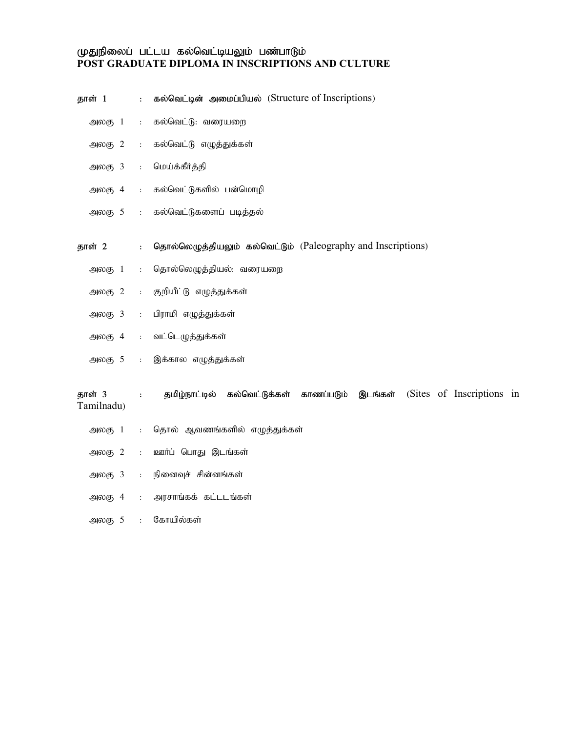# முதுநிலைப் பட்டய கல்வெட்டியலும் பண்பாடும்
# POST GRADUATE DIPLOMA IN INSCRIPTIONS AND CULTURE

**தாள் 1 : கல்வெட்டின் அமைப்பியல்** (Structure of Inscriptions)

- அலகு 1 : கல்வெட்டு: வரையறை
- அலகு 2 : கல்வெட்டு எழுத்துக்கள்
- அலகு 3 : மெய்க்கீர்த்தி
- அலகு 4 : கல்வெட்டுகளில் பன்மொழி
- அலகு 5 : கல்வெட்டுகளைப் படித்தல்

**தாள் 2 : தொல்லெழுத்தியலும் கல்வெட்டும்** (Paleography and Inscriptions)

- அலகு 1 : தொல்லெழுத்தியல்: வரையறை
- அலகு 2 : குறியீட்டு எழுத்துக்கள்
- அலகு 3 : பிராமி எழுத்துக்கள்
- அலகு 4 : வட்டெழுத்துக்கள்
- அலகு 5 : இக்கால எழுத்துக்கள்

**தாள் 3 : தமிழ்நாட்டில் கல்வெட்டுக்கள் காணப்படும் இடங்கள்** (Sites of Inscriptions in Tamilnadu)

- அலகு 1 : தொல் ஆவணங்களில் எழுத்துக்கள்
- அலகு 2 : ஊர்ப் பொது இடங்கள்
- அலகு 3 : நினைவுச் சின்னங்கள்
- அலகு 4 : அரசாங்கக் கட்டடங்கள்
- அலகு 5 : கோயில்கள்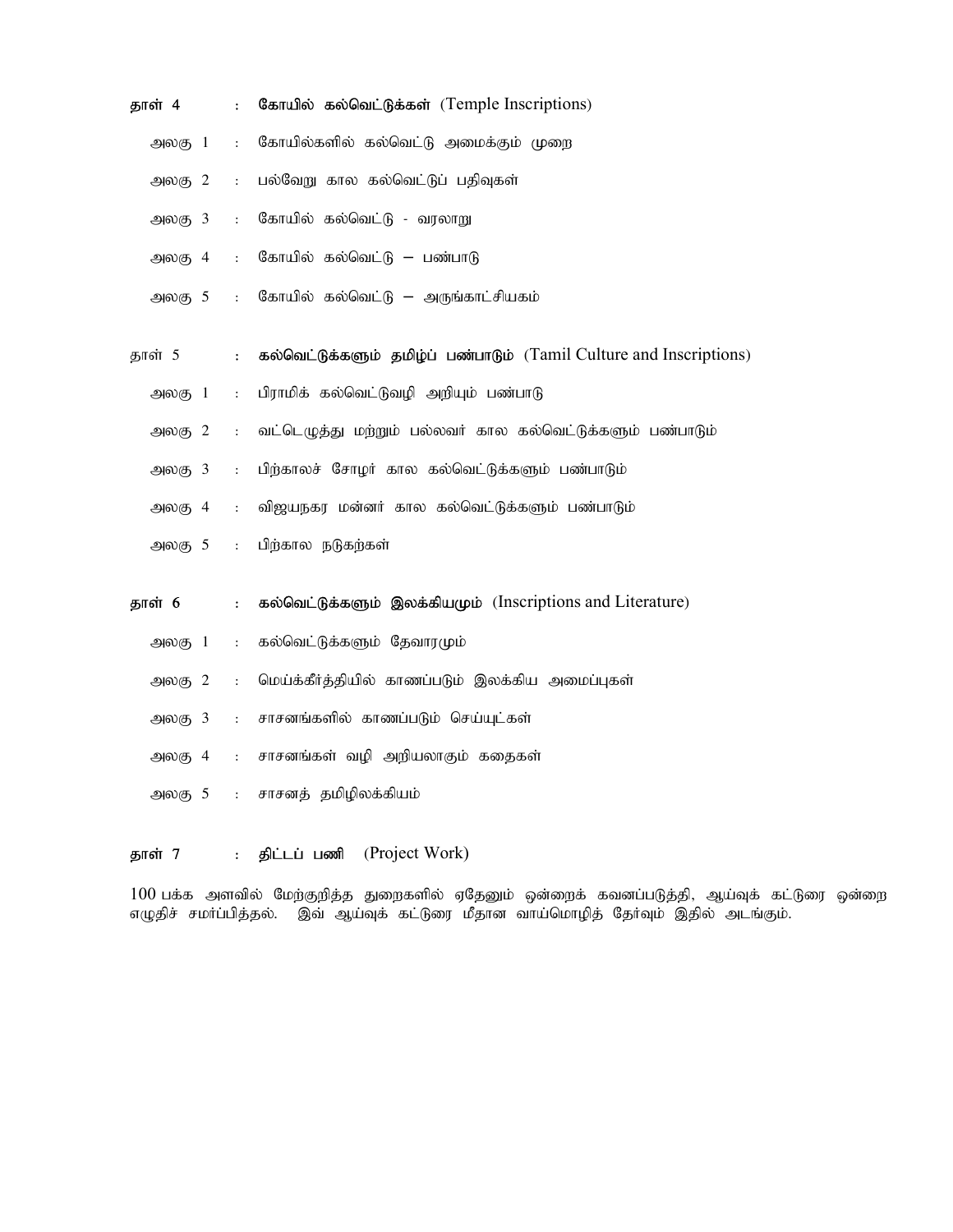**தாள் 4 : கோயில் கல்வெட்டுக்கள்** (Temple Inscriptions)

- அலகு 1 : கோயில்களில் கல்வெட்டு அமைக்கும் முறை
- அலகு 2 : பல்வேறு கால கல்வெட்டுப் பதிவுகள்
- அலகு 3 : கோயில் கல்வெட்டு - வரலாறு
- அலகு 4 : கோயில் கல்வெட்டு – பண்பாடு
- அலகு 5 : கோயில் கல்வெட்டு – அருங்காட்சியகம்

**தாள் 5 : கல்வெட்டுக்களும் தமிழ்ப் பண்பாடும்** (Tamil Culture and Inscriptions)

- அலகு 1 : பிராமிக் கல்வெட்டுவழி அறியும் பண்பாடு
- அலகு 2 : வட்டெழுத்து மற்றும் பல்லவர் கால கல்வெட்டுக்களும் பண்பாடும்
- அலகு 3 : பிற்காலச் சோழர் கால கல்வெட்டுக்களும் பண்பாடும்
- அலகு 4 : விஜயநகர மன்னர் கால கல்வெட்டுக்களும் பண்பாடும்
- அலகு 5 : பிற்கால நடுகற்கள்

**தாள் 6 : கல்வெட்டுக்களும் இலக்கியமும்** (Inscriptions and Literature)

- அலகு 1 : கல்வெட்டுக்களும் தேவாரமும்
- அலகு 2 : மெய்க்கீர்த்தியில் காணப்படும் இலக்கிய அமைப்புகள்
- அலகு 3 : சாசனங்களில் காணப்படும் செய்யுட்கள்
- அலகு 4 : சாசனங்கள் வழி அறியலாகும் கதைகள்
- அலகு 5 : சாசனத் தமிழிலக்கியம்

**தாள் 7 : திட்டப் பணி** (Project Work)

100 பக்க அளவில் மேற்குறித்த துறைகளில் ஏதேனும் ஒன்றைக் கவனப்படுத்தி, ஆய்வுக் கட்டுரை ஒன்றை எழுதிச் சமர்ப்பித்தல். இவ் ஆய்வுக் கட்டுரை மீதான வாய்மொழித் தேர்வும் இதில் அடங்கும்.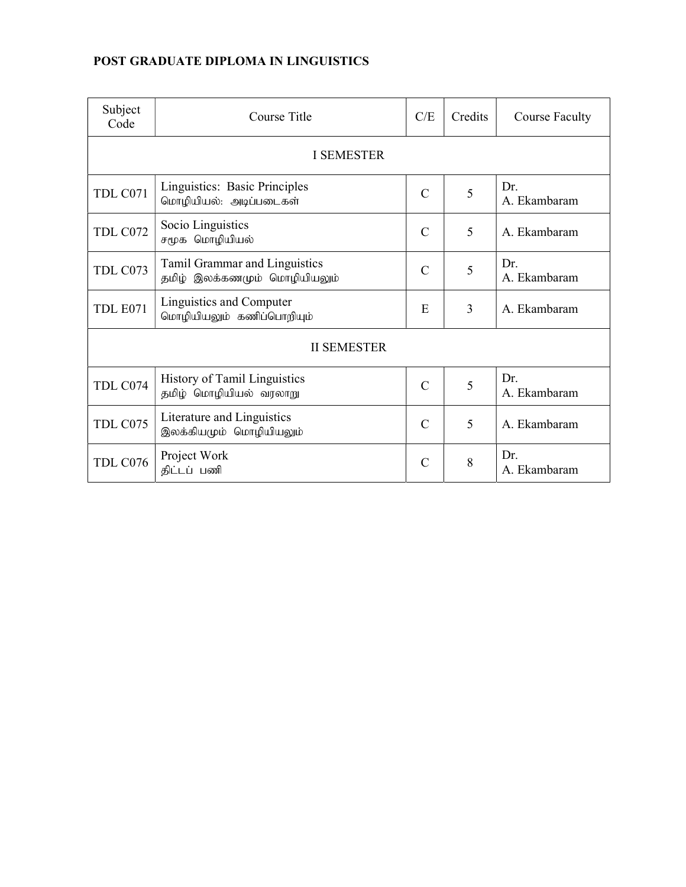**POST GRADUATE DIPLOMA IN LINGUISTICS**

| Subject Code | Course Title | C/E | Credits | Course Faculty |
|---|---|---|---|---|
| I SEMESTER | | | | |
| TDL C071 | Linguistics: Basic Principles<br>மொழியியல்: அடிப்படைகள் | C | 5 | Dr.<br>A. Ekambaram |
| TDL C072 | Socio Linguistics<br>சமூக மொழியியல் | C | 5 | A. Ekambaram |
| TDL C073 | Tamil Grammar and Linguistics<br>தமிழ் இலக்கணமும் மொழியியலும் | C | 5 | Dr.<br>A. Ekambaram |
| TDL E071 | Linguistics and Computer<br>மொழியியலும் கணிப்பொறியும் | E | 3 | A. Ekambaram |
| II SEMESTER | | | | |
| TDL C074 | History of Tamil Linguistics<br>தமிழ் மொழியியல் வரலாறு | C | 5 | Dr.<br>A. Ekambaram |
| TDL C075 | Literature and Linguistics<br>இலக்கியமும் மொழியியலும் | C | 5 | A. Ekambaram |
| TDL C076 | Project Work<br>திட்டப் பணி | C | 8 | Dr.<br>A. Ekambaram |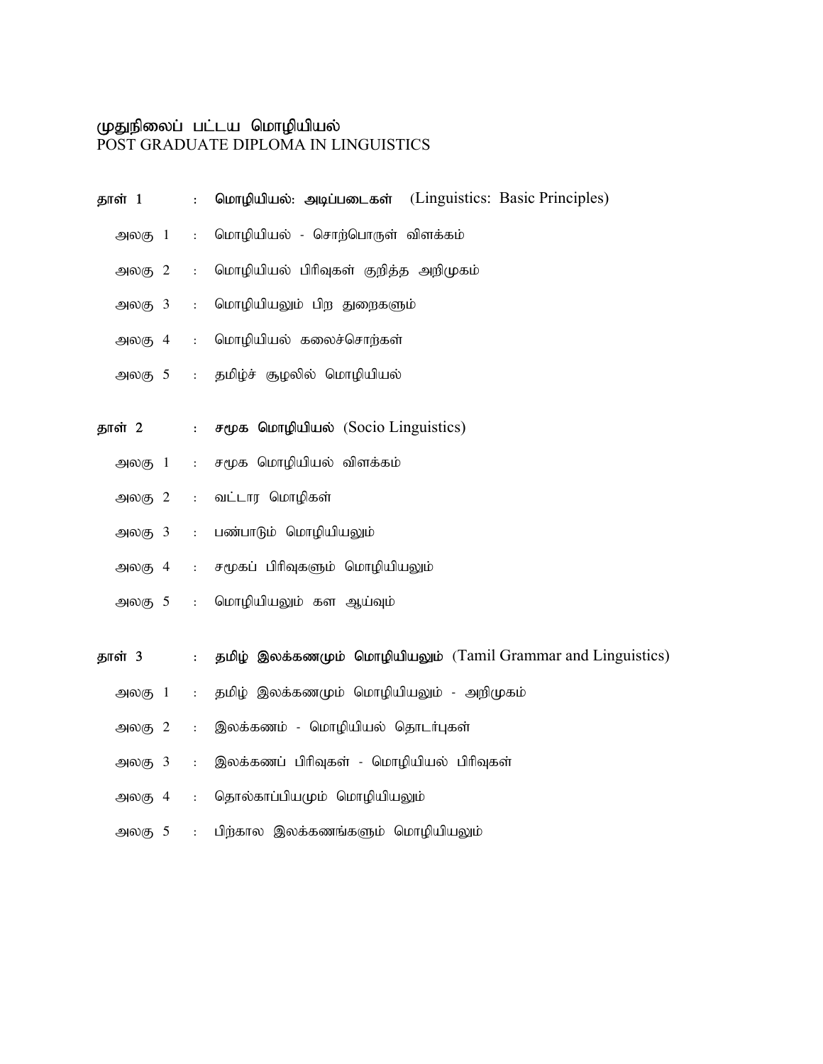# முதுநிலைப் பட்டய மொழியியல்
POST GRADUATE DIPLOMA IN LINGUISTICS

**தாள் 1 : மொழியியல்: அடிப்படைகள்** (Linguistics: Basic Principles)

- அலகு 1 : மொழியியல் - சொற்பொருள் விளக்கம்
- அலகு 2 : மொழியியல் பிரிவுகள் குறித்த அறிமுகம்
- அலகு 3 : மொழியியலும் பிற துறைகளும்
- அலகு 4 : மொழியியல் கலைச்சொற்கள்
- அலகு 5 : தமிழ்ச் சூழலில் மொழியியல்

**தாள் 2 : சமூக மொழியியல்** (Socio Linguistics)

- அலகு 1 : சமூக மொழியியல் விளக்கம்
- அலகு 2 : வட்டார மொழிகள்
- அலகு 3 : பண்பாடும் மொழியியலும்
- அலகு 4 : சமூகப் பிரிவுகளும் மொழியியலும்
- அலகு 5 : மொழியியலும் கள ஆய்வும்

**தாள் 3 : தமிழ் இலக்கணமும் மொழியியலும்** (Tamil Grammar and Linguistics)

- அலகு 1 : தமிழ் இலக்கணமும் மொழியியலும் - அறிமுகம்
- அலகு 2 : இலக்கணம் - மொழியியல் தொடர்புகள்
- அலகு 3 : இலக்கணப் பிரிவுகள் - மொழியியல் பிரிவுகள்
- அலகு 4 : தொல்காப்பியமும் மொழியியலும்
- அலகு 5 : பிற்கால இலக்கணங்களும் மொழியியலும்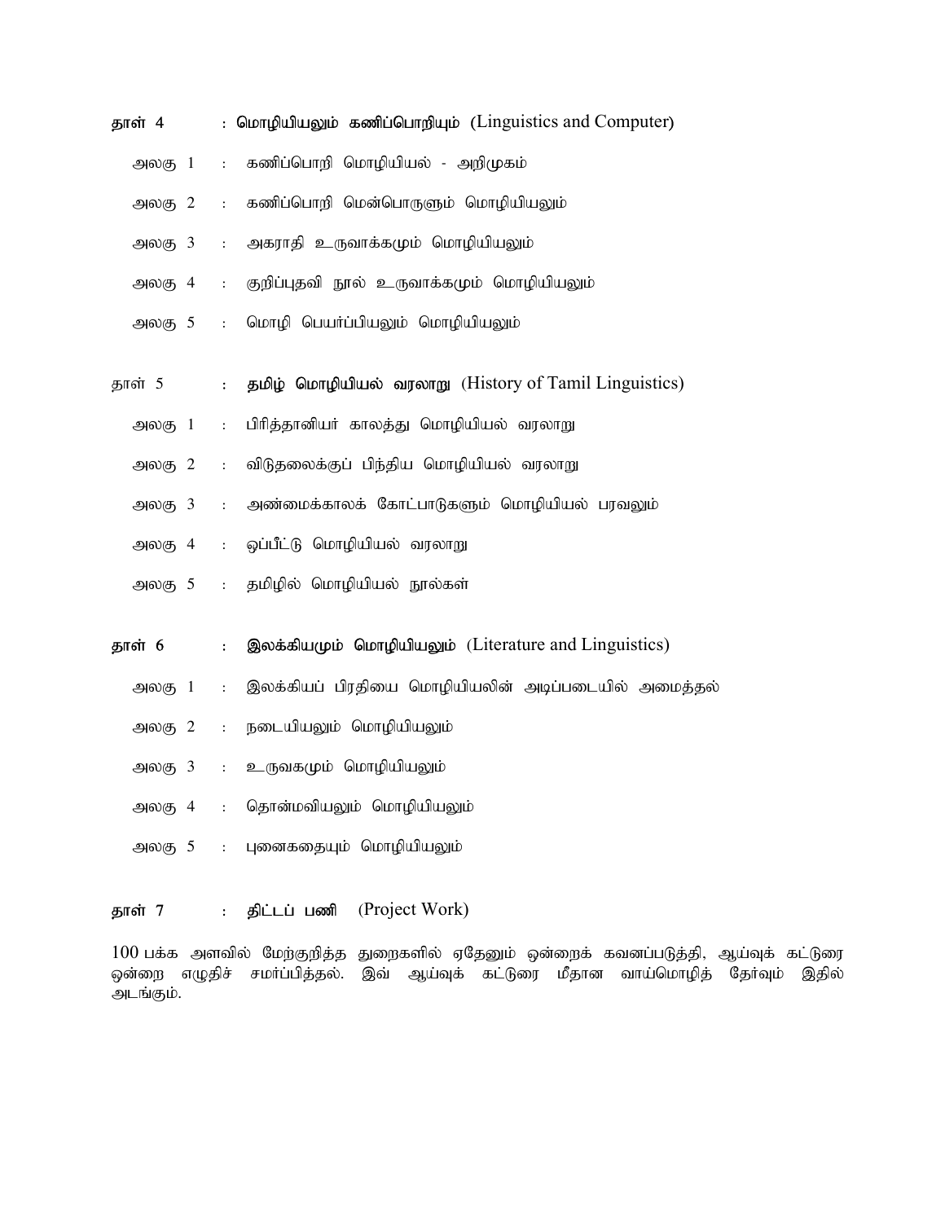**தாள் 4 : மொழியியலும் கணிப்பொறியும் (Linguistics and Computer)**

அலகு 1 : கணிப்பொறி மொழியியல் - அறிமுகம்

அலகு 2 : கணிப்பொறி மென்பொருளும் மொழியியலும்

அலகு 3 : அகராதி உருவாக்கமும் மொழியியலும்

அலகு 4 : குறிப்புதவி நூல் உருவாக்கமும் மொழியியலும்

அலகு 5 : மொழி பெயர்ப்பியலும் மொழியியலும்

**தாள் 5 : தமிழ் மொழியியல் வரலாறு (History of Tamil Linguistics)**

அலகு 1 : பிரித்தானியர் காலத்து மொழியியல் வரலாறு

அலகு 2 : விடுதலைக்குப் பிந்திய மொழியியல் வரலாறு

அலகு 3 : அண்மைக்காலக் கோட்பாடுகளும் மொழியியல் பரவலும்

அலகு 4 : ஒப்பீட்டு மொழியியல் வரலாறு

அலகு 5 : தமிழில் மொழியியல் நூல்கள்

**தாள் 6 : இலக்கியமும் மொழியியலும் (Literature and Linguistics)**

அலகு 1 : இலக்கியப் பிரதியை மொழியியலின் அடிப்படையில் அமைத்தல்

அலகு 2 : நடையியலும் மொழியியலும்

அலகு 3 : உருவகமும் மொழியியலும்

அலகு 4 : தொன்மவியலும் மொழியியலும்

அலகு 5 : புனைகதையும் மொழியியலும்

**தாள் 7 : திட்டப் பணி (Project Work)**

100 பக்க அளவில் மேற்குறித்த துறைகளில் ஏதேனும் ஒன்றைக் கவனப்படுத்தி, ஆய்வுக் கட்டுரை ஒன்றை எழுதிச் சமர்ப்பித்தல். இவ் ஆய்வுக் கட்டுரை மீதான வாய்மொழித் தேர்வும் இதில் அடங்கும்.